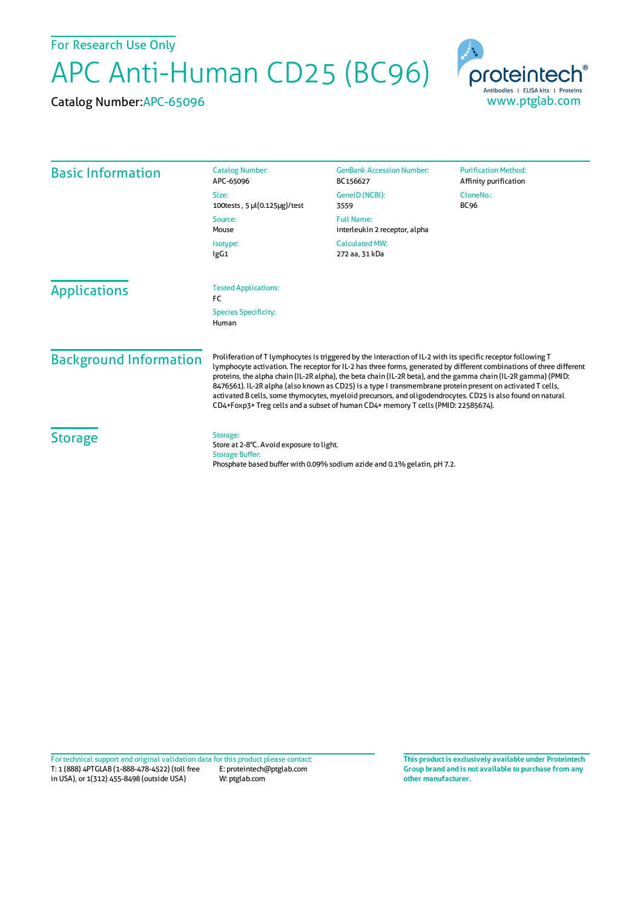For Research Use Only

# APC Anti-Human CD25 (BC96)

Catalog Number: APC-65096

proteintech®
Antibodies | ELISA kits | Proteins
www.ptglab.com

## Basic Information

**Catalog Number:**
APC-65096

**Size:**
100tests , 5 µl(0.125µg)/test

**Source:**
Mouse

**Isotype:**
IgG1

**GenBank Accession Number:**
BC156627

**GeneID (NCBI):**
3559

**Full Name:**
interleukin 2 receptor, alpha

**Calculated MW:**
272 aa, 31 kDa

**Purification Method:**
Affinity purification

**CloneNo.:**
BC96

## Applications

**Tested Applications:**
FC

**Species Specificity:**
Human

## Background Information

Proliferation of T lymphocytes is triggered by the interaction of IL-2 with its specific receptor following T lymphocyte activation. The receptor for IL-2 has three forms, generated by different combinations of three different proteins, the alpha chain (IL-2R alpha), the beta chain (IL-2R beta), and the gamma chain (IL-2R gamma) (PMID: 8476561). IL-2R alpha (also known as CD25) is a type I transmembrane protein present on activated T cells, activated B cells, some thymocytes, myeloid precursors, and oligodendrocytes. CD25 is also found on natural CD4+Foxp3+ Treg cells and a subset of human CD4+ memory T cells (PMID: 22585674).

## Storage

**Storage:**
Store at 2-8℃. Avoid exposure to light.

**Storage Buffer:**
Phosphate based buffer with 0.09% sodium azide and 0.1% gelatin, pH 7.2.

For technical support and original validation data for this product please contact:
T: 1 (888) 4PTGLAB (1-888-478-4522) (toll free in USA), or 1(312) 455-8498 (outside USA)
E: proteintech@ptglab.com
W: ptglab.com

**This product is exclusively available under Proteintech Group brand and is not available to purchase from any other manufacturer.**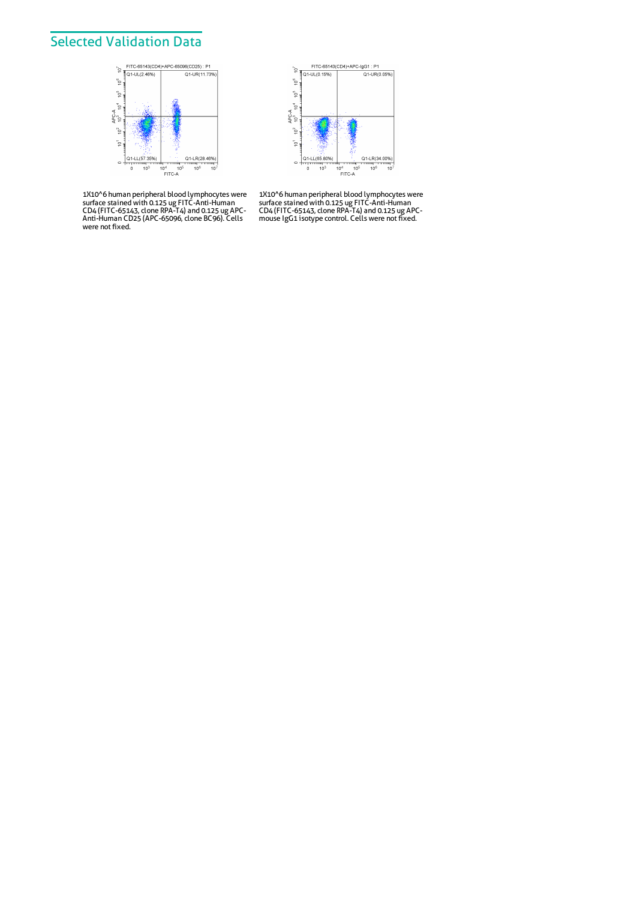## Selected Validation Data

FITC-65143(CD4)+APC-65096(CD25) : P1

Q1-UL(2.46%)

Q1-UR(11.73%)

Q1-LL(57.35%)

Q1-LR(28.46%)

APC-A

FITC-A

1X10^6 human peripheral blood lymphocytes were surface stained with 0.125 ug FITC-Anti-Human CD4 (FITC-65143, clone RPA-T4) and 0.125 ug APC-Anti-Human CD25 (APC-65096, clone BC96). Cells were not fixed.

FITC-65143(CD4)+APC-IgG1 : P1

Q1-UL(0.15%)

Q1-UR(0.05%)

Q1-LL(65.80%)

Q1-LR(34.00%)

APC-A

FITC-A

1X10^6 human peripheral blood lymphocytes were surface stained with 0.125 ug FITC-Anti-Human CD4 (FITC-65143, clone RPA-T4) and 0.125 ug APC-mouse IgG1 isotype control. Cells were not fixed.